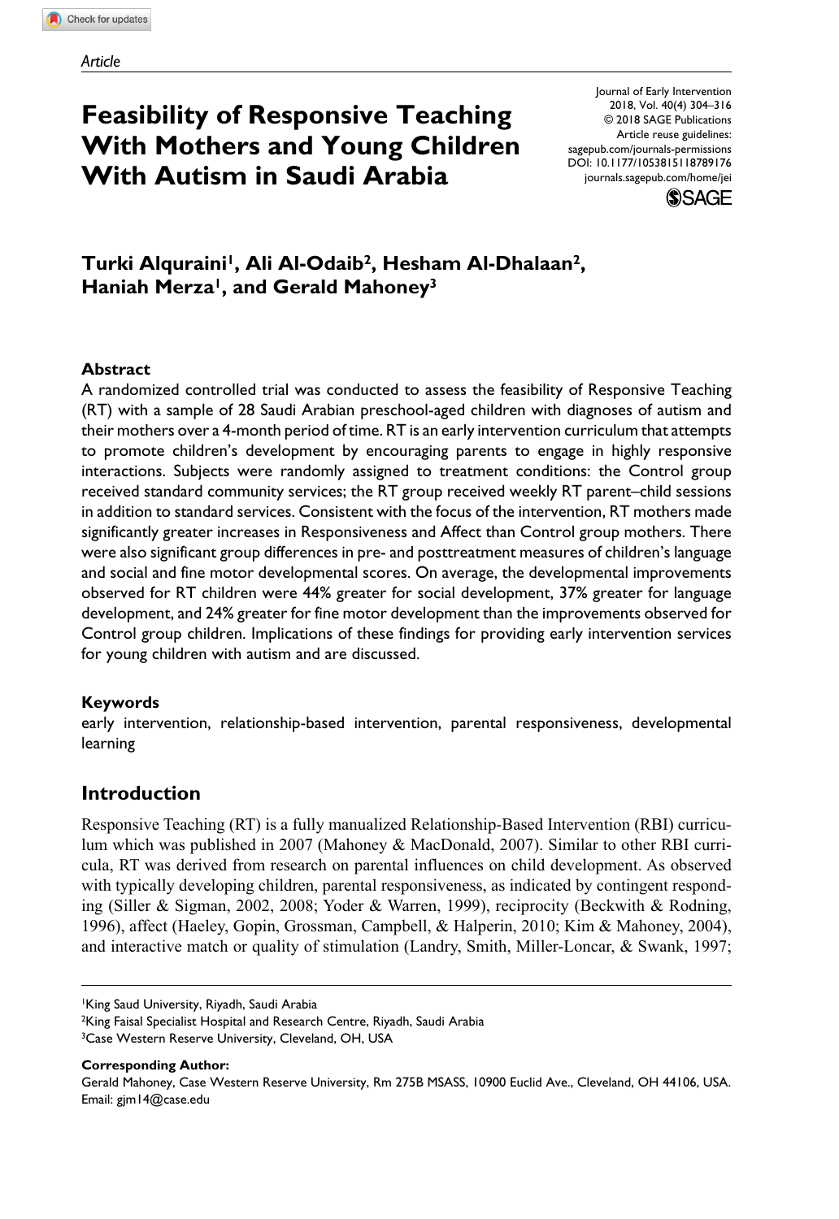Article

# Feasibility of Responsive Teaching With Mothers and Young Children With Autism in Saudi Arabia

Journal of Early Intervention
2018, Vol. 40(4) 304–316
© 2018 SAGE Publications
Article reuse guidelines:
sagepub.com/journals-permissions
DOI: 10.1177/1053815118789176
journals.sagepub.com/home/jei

**Turki Alquraini[1], Ali Al-Odaib[2], Hesham Al-Dhalaan[2], Haniah Merza[1], and Gerald Mahoney[3]**

## Abstract

A randomized controlled trial was conducted to assess the feasibility of Responsive Teaching (RT) with a sample of 28 Saudi Arabian preschool-aged children with diagnoses of autism and their mothers over a 4-month period of time. RT is an early intervention curriculum that attempts to promote children's development by encouraging parents to engage in highly responsive interactions. Subjects were randomly assigned to treatment conditions: the Control group received standard community services; the RT group received weekly RT parent–child sessions in addition to standard services. Consistent with the focus of the intervention, RT mothers made significantly greater increases in Responsiveness and Affect than Control group mothers. There were also significant group differences in pre- and posttreatment measures of children's language and social and fine motor developmental scores. On average, the developmental improvements observed for RT children were 44% greater for social development, 37% greater for language development, and 24% greater for fine motor development than the improvements observed for Control group children. Implications of these findings for providing early intervention services for young children with autism and are discussed.

### Keywords

early intervention, relationship-based intervention, parental responsiveness, developmental learning

## Introduction

Responsive Teaching (RT) is a fully manualized Relationship-Based Intervention (RBI) curriculum which was published in 2007 (Mahoney & MacDonald, 2007). Similar to other RBI curricula, RT was derived from research on parental influences on child development. As observed with typically developing children, parental responsiveness, as indicated by contingent responding (Siller & Sigman, 2002, 2008; Yoder & Warren, 1999), reciprocity (Beckwith & Rodning, 1996), affect (Haeley, Gopin, Grossman, Campbell, & Halperin, 2010; Kim & Mahoney, 2004), and interactive match or quality of stimulation (Landry, Smith, Miller-Loncar, & Swank, 1997;

[1]King Saud University, Riyadh, Saudi Arabia
[2]King Faisal Specialist Hospital and Research Centre, Riyadh, Saudi Arabia
[3]Case Western Reserve University, Cleveland, OH, USA

**Corresponding Author:**
Gerald Mahoney, Case Western Reserve University, Rm 275B MSASS, 10900 Euclid Ave., Cleveland, OH 44106, USA.
Email: gjm14@case.edu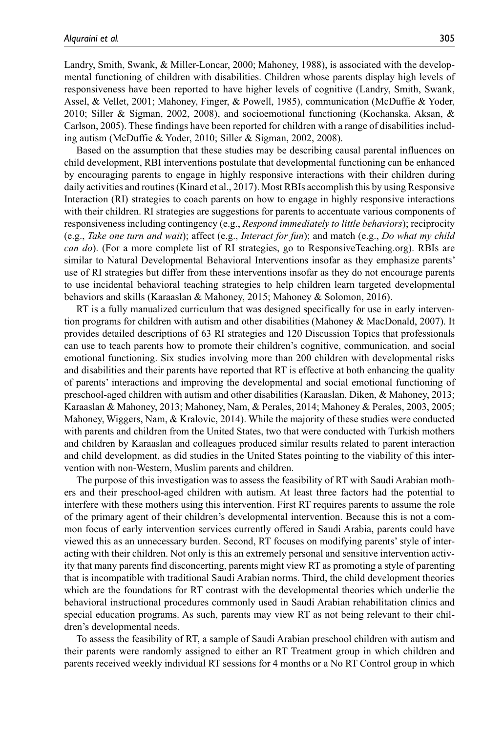Landry, Smith, Swank, & Miller-Loncar, 2000; Mahoney, 1988), is associated with the developmental functioning of children with disabilities. Children whose parents display high levels of responsiveness have been reported to have higher levels of cognitive (Landry, Smith, Swank, Assel, & Vellet, 2001; Mahoney, Finger, & Powell, 1985), communication (McDuffie & Yoder, 2010; Siller & Sigman, 2002, 2008), and socioemotional functioning (Kochanska, Aksan, & Carlson, 2005). These findings have been reported for children with a range of disabilities including autism (McDuffie & Yoder, 2010; Siller & Sigman, 2002, 2008).

Based on the assumption that these studies may be describing causal parental influences on child development, RBI interventions postulate that developmental functioning can be enhanced by encouraging parents to engage in highly responsive interactions with their children during daily activities and routines (Kinard et al., 2017). Most RBIs accomplish this by using Responsive Interaction (RI) strategies to coach parents on how to engage in highly responsive interactions with their children. RI strategies are suggestions for parents to accentuate various components of responsiveness including contingency (e.g., *Respond immediately to little behaviors*); reciprocity (e.g., *Take one turn and wait*); affect (e.g., *Interact for fun*); and match (e.g., *Do what my child can do*). (For a more complete list of RI strategies, go to ResponsiveTeaching.org). RBIs are similar to Natural Developmental Behavioral Interventions insofar as they emphasize parents' use of RI strategies but differ from these interventions insofar as they do not encourage parents to use incidental behavioral teaching strategies to help children learn targeted developmental behaviors and skills (Karaaslan & Mahoney, 2015; Mahoney & Solomon, 2016).

RT is a fully manualized curriculum that was designed specifically for use in early intervention programs for children with autism and other disabilities (Mahoney & MacDonald, 2007). It provides detailed descriptions of 63 RI strategies and 120 Discussion Topics that professionals can use to teach parents how to promote their children's cognitive, communication, and social emotional functioning. Six studies involving more than 200 children with developmental risks and disabilities and their parents have reported that RT is effective at both enhancing the quality of parents' interactions and improving the developmental and social emotional functioning of preschool-aged children with autism and other disabilities (Karaaslan, Diken, & Mahoney, 2013; Karaaslan & Mahoney, 2013; Mahoney, Nam, & Perales, 2014; Mahoney & Perales, 2003, 2005; Mahoney, Wiggers, Nam, & Kralovic, 2014). While the majority of these studies were conducted with parents and children from the United States, two that were conducted with Turkish mothers and children by Karaaslan and colleagues produced similar results related to parent interaction and child development, as did studies in the United States pointing to the viability of this intervention with non-Western, Muslim parents and children.

The purpose of this investigation was to assess the feasibility of RT with Saudi Arabian mothers and their preschool-aged children with autism. At least three factors had the potential to interfere with these mothers using this intervention. First RT requires parents to assume the role of the primary agent of their children's developmental intervention. Because this is not a common focus of early intervention services currently offered in Saudi Arabia, parents could have viewed this as an unnecessary burden. Second, RT focuses on modifying parents' style of interacting with their children. Not only is this an extremely personal and sensitive intervention activity that many parents find disconcerting, parents might view RT as promoting a style of parenting that is incompatible with traditional Saudi Arabian norms. Third, the child development theories which are the foundations for RT contrast with the developmental theories which underlie the behavioral instructional procedures commonly used in Saudi Arabian rehabilitation clinics and special education programs. As such, parents may view RT as not being relevant to their children's developmental needs.

To assess the feasibility of RT, a sample of Saudi Arabian preschool children with autism and their parents were randomly assigned to either an RT Treatment group in which children and parents received weekly individual RT sessions for 4 months or a No RT Control group in which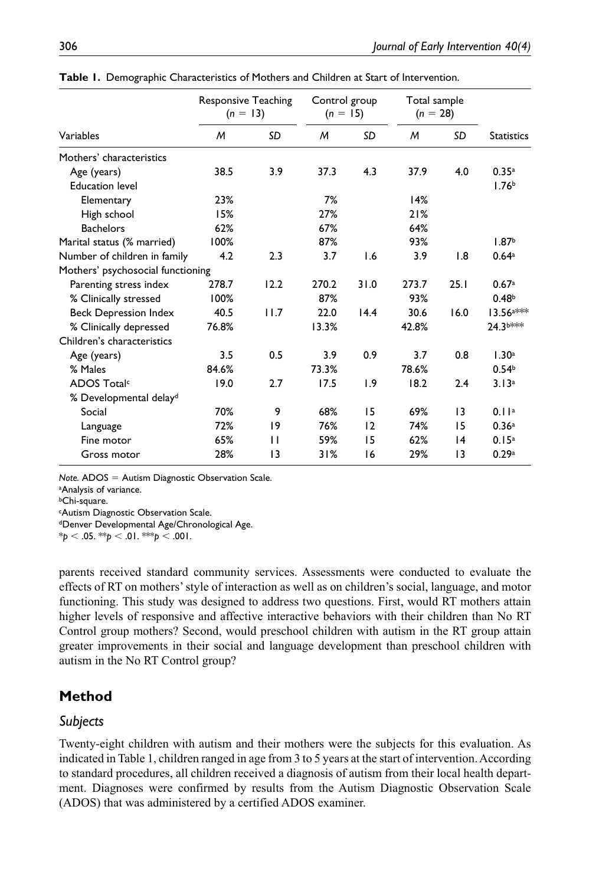**Table 1.** Demographic Characteristics of Mothers and Children at Start of Intervention.

| Variables | Responsive Teaching ($n$ = 13) | | Control group ($n$ = 15) | | Total sample ($n$ = 28) | | Statistics |
|---|---|---|---|---|---|---|---|
| | *M* | *SD* | *M* | *SD* | *M* | *SD* | |
| Mothers' characteristics | | | | | | | |
| Age (years) | 38.5 | 3.9 | 37.3 | 4.3 | 37.9 | 4.0 | 0.35[a] |
| Education level | | | | | | | 1.76[b] |
| Elementary | 23% | | 7% | | 14% | | |
| High school | 15% | | 27% | | 21% | | |
| Bachelors | 62% | | 67% | | 64% | | |
| Marital status (% married) | 100% | | 87% | | 93% | | 1.87[b] |
| Number of children in family | 4.2 | 2.3 | 3.7 | 1.6 | 3.9 | 1.8 | 0.64[a] |
| Mothers' psychosocial functioning | | | | | | | |
| Parenting stress index | 278.7 | 12.2 | 270.2 | 31.0 | 273.7 | 25.1 | 0.67[a] |
| % Clinically stressed | 100% | | 87% | | 93% | | 0.48[b] |
| Beck Depression Index | 40.5 | 11.7 | 22.0 | 14.4 | 30.6 | 16.0 | 13.56[a]*** |
| % Clinically depressed | 76.8% | | 13.3% | | 42.8% | | 24.3[b]*** |
| Children's characteristics | | | | | | | |
| Age (years) | 3.5 | 0.5 | 3.9 | 0.9 | 3.7 | 0.8 | 1.30[a] |
| % Males | 84.6% | | 73.3% | | 78.6% | | 0.54[b] |
| ADOS Total[c] | 19.0 | 2.7 | 17.5 | 1.9 | 18.2 | 2.4 | 3.13[a] |
| % Developmental delay[d] | | | | | | | |
| Social | 70% | 9 | 68% | 15 | 69% | 13 | 0.11[a] |
| Language | 72% | 19 | 76% | 12 | 74% | 15 | 0.36[a] |
| Fine motor | 65% | 11 | 59% | 15 | 62% | 14 | 0.15[a] |
| Gross motor | 28% | 13 | 31% | 16 | 29% | 13 | 0.29[a] |

*Note.* ADOS = Autism Diagnostic Observation Scale.
[a]Analysis of variance.
[b]Chi-square.
[c]Autism Diagnostic Observation Scale.
[d]Denver Developmental Age/Chronological Age.
*$p < .05$. **$p < .01$. ***$p < .001$.

parents received standard community services. Assessments were conducted to evaluate the effects of RT on mothers' style of interaction as well as on children's social, language, and motor functioning. This study was designed to address two questions. First, would RT mothers attain higher levels of responsive and affective interactive behaviors with their children than No RT Control group mothers? Second, would preschool children with autism in the RT group attain greater improvements in their social and language development than preschool children with autism in the No RT Control group?

## Method

### *Subjects*

Twenty-eight children with autism and their mothers were the subjects for this evaluation. As indicated in Table 1, children ranged in age from 3 to 5 years at the start of intervention. According to standard procedures, all children received a diagnosis of autism from their local health department. Diagnoses were confirmed by results from the Autism Diagnostic Observation Scale (ADOS) that was administered by a certified ADOS examiner.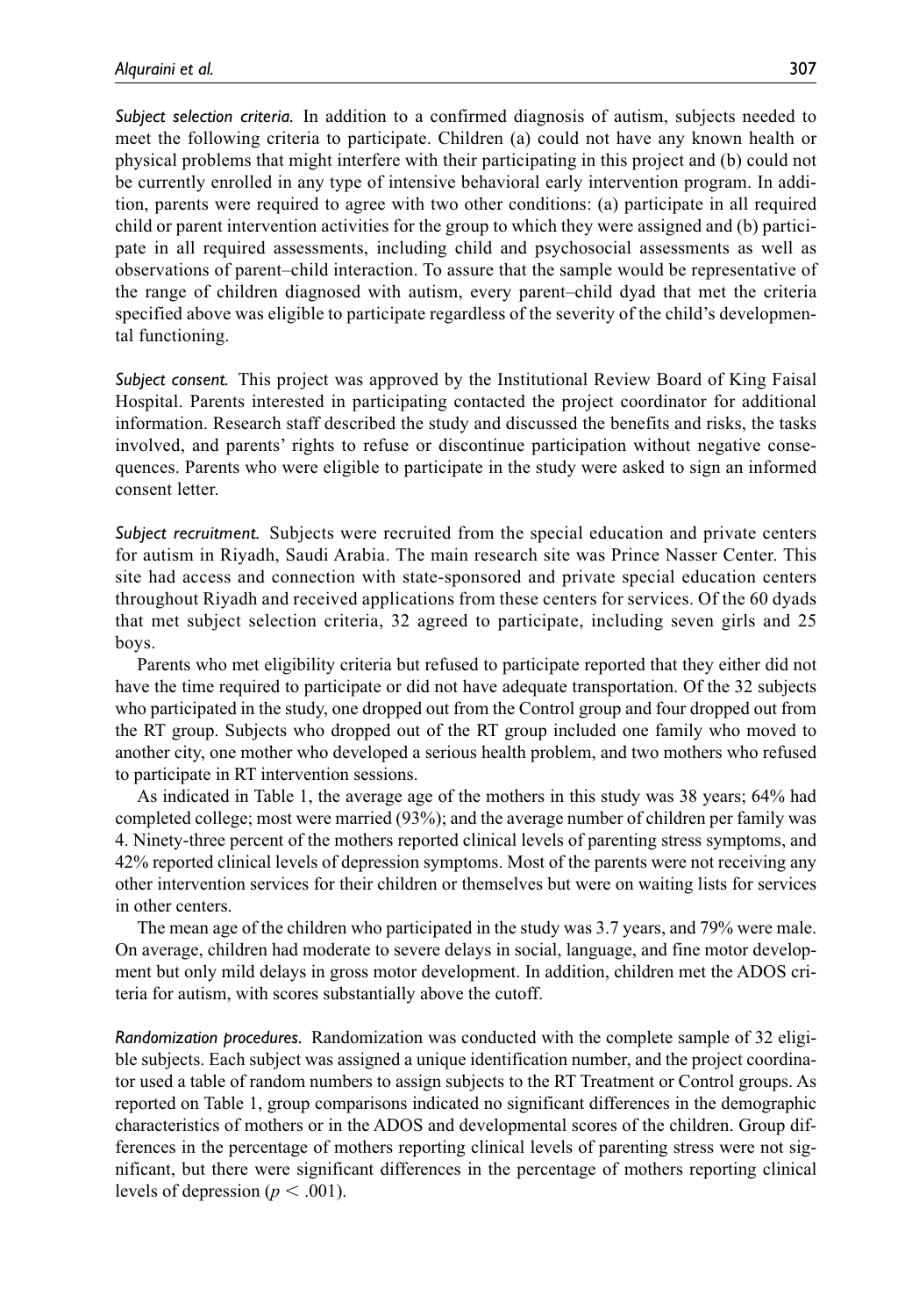*Subject selection criteria.* In addition to a confirmed diagnosis of autism, subjects needed to meet the following criteria to participate. Children (a) could not have any known health or physical problems that might interfere with their participating in this project and (b) could not be currently enrolled in any type of intensive behavioral early intervention program. In addition, parents were required to agree with two other conditions: (a) participate in all required child or parent intervention activities for the group to which they were assigned and (b) participate in all required assessments, including child and psychosocial assessments as well as observations of parent–child interaction. To assure that the sample would be representative of the range of children diagnosed with autism, every parent–child dyad that met the criteria specified above was eligible to participate regardless of the severity of the child's developmental functioning.

*Subject consent.* This project was approved by the Institutional Review Board of King Faisal Hospital. Parents interested in participating contacted the project coordinator for additional information. Research staff described the study and discussed the benefits and risks, the tasks involved, and parents' rights to refuse or discontinue participation without negative consequences. Parents who were eligible to participate in the study were asked to sign an informed consent letter.

*Subject recruitment.* Subjects were recruited from the special education and private centers for autism in Riyadh, Saudi Arabia. The main research site was Prince Nasser Center. This site had access and connection with state-sponsored and private special education centers throughout Riyadh and received applications from these centers for services. Of the 60 dyads that met subject selection criteria, 32 agreed to participate, including seven girls and 25 boys.

Parents who met eligibility criteria but refused to participate reported that they either did not have the time required to participate or did not have adequate transportation. Of the 32 subjects who participated in the study, one dropped out from the Control group and four dropped out from the RT group. Subjects who dropped out of the RT group included one family who moved to another city, one mother who developed a serious health problem, and two mothers who refused to participate in RT intervention sessions.

As indicated in Table 1, the average age of the mothers in this study was 38 years; 64% had completed college; most were married (93%); and the average number of children per family was 4. Ninety-three percent of the mothers reported clinical levels of parenting stress symptoms, and 42% reported clinical levels of depression symptoms. Most of the parents were not receiving any other intervention services for their children or themselves but were on waiting lists for services in other centers.

The mean age of the children who participated in the study was 3.7 years, and 79% were male. On average, children had moderate to severe delays in social, language, and fine motor development but only mild delays in gross motor development. In addition, children met the ADOS criteria for autism, with scores substantially above the cutoff.

*Randomization procedures.* Randomization was conducted with the complete sample of 32 eligible subjects. Each subject was assigned a unique identification number, and the project coordinator used a table of random numbers to assign subjects to the RT Treatment or Control groups. As reported on Table 1, group comparisons indicated no significant differences in the demographic characteristics of mothers or in the ADOS and developmental scores of the children. Group differences in the percentage of mothers reporting clinical levels of parenting stress were not significant, but there were significant differences in the percentage of mothers reporting clinical levels of depression ($p < .001$).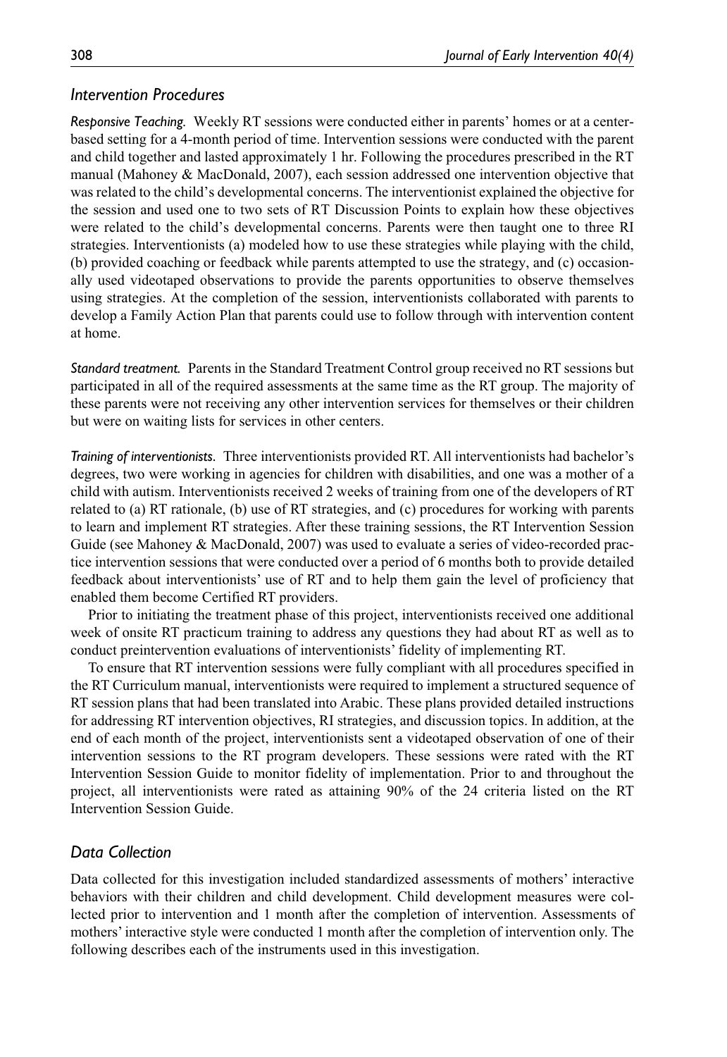## Intervention Procedures

*Responsive Teaching.* Weekly RT sessions were conducted either in parents' homes or at a center-based setting for a 4-month period of time. Intervention sessions were conducted with the parent and child together and lasted approximately 1 hr. Following the procedures prescribed in the RT manual (Mahoney & MacDonald, 2007), each session addressed one intervention objective that was related to the child's developmental concerns. The interventionist explained the objective for the session and used one to two sets of RT Discussion Points to explain how these objectives were related to the child's developmental concerns. Parents were then taught one to three RI strategies. Interventionists (a) modeled how to use these strategies while playing with the child, (b) provided coaching or feedback while parents attempted to use the strategy, and (c) occasionally used videotaped observations to provide the parents opportunities to observe themselves using strategies. At the completion of the session, interventionists collaborated with parents to develop a Family Action Plan that parents could use to follow through with intervention content at home.

*Standard treatment.* Parents in the Standard Treatment Control group received no RT sessions but participated in all of the required assessments at the same time as the RT group. The majority of these parents were not receiving any other intervention services for themselves or their children but were on waiting lists for services in other centers.

*Training of interventionists.* Three interventionists provided RT. All interventionists had bachelor's degrees, two were working in agencies for children with disabilities, and one was a mother of a child with autism. Interventionists received 2 weeks of training from one of the developers of RT related to (a) RT rationale, (b) use of RT strategies, and (c) procedures for working with parents to learn and implement RT strategies. After these training sessions, the RT Intervention Session Guide (see Mahoney & MacDonald, 2007) was used to evaluate a series of video-recorded practice intervention sessions that were conducted over a period of 6 months both to provide detailed feedback about interventionists' use of RT and to help them gain the level of proficiency that enabled them become Certified RT providers.

Prior to initiating the treatment phase of this project, interventionists received one additional week of onsite RT practicum training to address any questions they had about RT as well as to conduct preintervention evaluations of interventionists' fidelity of implementing RT.

To ensure that RT intervention sessions were fully compliant with all procedures specified in the RT Curriculum manual, interventionists were required to implement a structured sequence of RT session plans that had been translated into Arabic. These plans provided detailed instructions for addressing RT intervention objectives, RI strategies, and discussion topics. In addition, at the end of each month of the project, interventionists sent a videotaped observation of one of their intervention sessions to the RT program developers. These sessions were rated with the RT Intervention Session Guide to monitor fidelity of implementation. Prior to and throughout the project, all interventionists were rated as attaining 90% of the 24 criteria listed on the RT Intervention Session Guide.

## Data Collection

Data collected for this investigation included standardized assessments of mothers' interactive behaviors with their children and child development. Child development measures were collected prior to intervention and 1 month after the completion of intervention. Assessments of mothers' interactive style were conducted 1 month after the completion of intervention only. The following describes each of the instruments used in this investigation.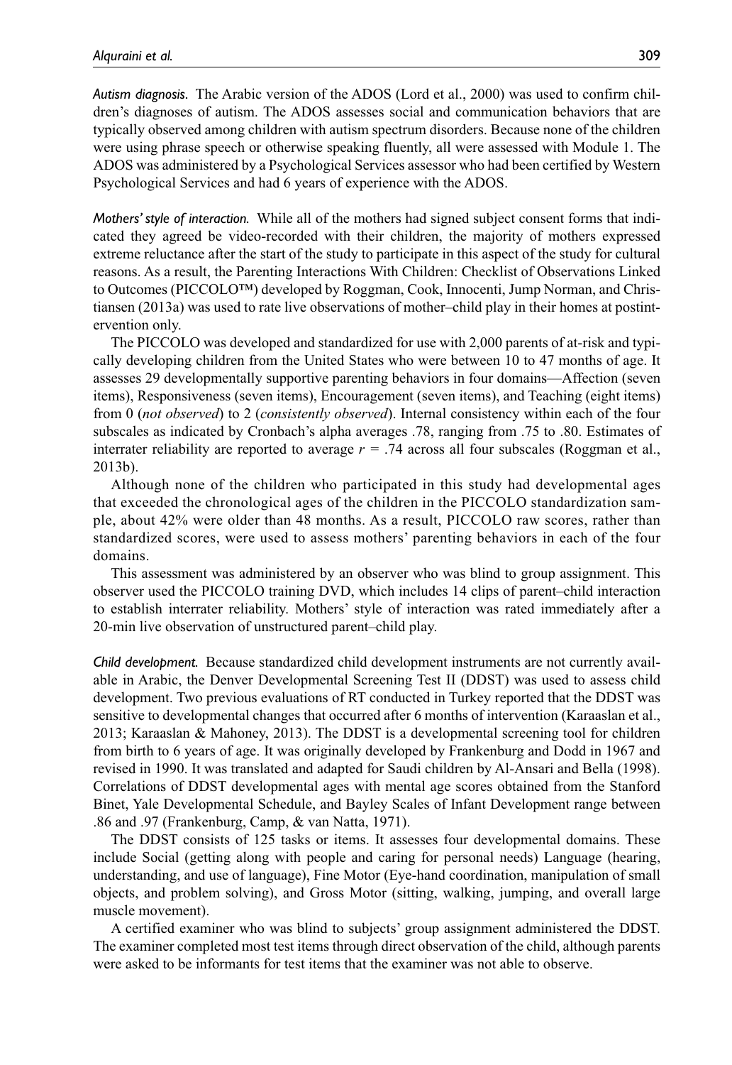*Autism diagnosis.* The Arabic version of the ADOS (Lord et al., 2000) was used to confirm children's diagnoses of autism. The ADOS assesses social and communication behaviors that are typically observed among children with autism spectrum disorders. Because none of the children were using phrase speech or otherwise speaking fluently, all were assessed with Module 1. The ADOS was administered by a Psychological Services assessor who had been certified by Western Psychological Services and had 6 years of experience with the ADOS.

*Mothers' style of interaction.* While all of the mothers had signed subject consent forms that indicated they agreed be video-recorded with their children, the majority of mothers expressed extreme reluctance after the start of the study to participate in this aspect of the study for cultural reasons. As a result, the Parenting Interactions With Children: Checklist of Observations Linked to Outcomes (PICCOLO™) developed by Roggman, Cook, Innocenti, Jump Norman, and Christiansen (2013a) was used to rate live observations of mother–child play in their homes at postintervention only.

The PICCOLO was developed and standardized for use with 2,000 parents of at-risk and typically developing children from the United States who were between 10 to 47 months of age. It assesses 29 developmentally supportive parenting behaviors in four domains—Affection (seven items), Responsiveness (seven items), Encouragement (seven items), and Teaching (eight items) from 0 (*not observed*) to 2 (*consistently observed*). Internal consistency within each of the four subscales as indicated by Cronbach's alpha averages .78, ranging from .75 to .80. Estimates of interrater reliability are reported to average $r = .74$ across all four subscales (Roggman et al., 2013b).

Although none of the children who participated in this study had developmental ages that exceeded the chronological ages of the children in the PICCOLO standardization sample, about 42% were older than 48 months. As a result, PICCOLO raw scores, rather than standardized scores, were used to assess mothers' parenting behaviors in each of the four domains.

This assessment was administered by an observer who was blind to group assignment. This observer used the PICCOLO training DVD, which includes 14 clips of parent–child interaction to establish interrater reliability. Mothers' style of interaction was rated immediately after a 20-min live observation of unstructured parent–child play.

*Child development.* Because standardized child development instruments are not currently available in Arabic, the Denver Developmental Screening Test II (DDST) was used to assess child development. Two previous evaluations of RT conducted in Turkey reported that the DDST was sensitive to developmental changes that occurred after 6 months of intervention (Karaaslan et al., 2013; Karaaslan & Mahoney, 2013). The DDST is a developmental screening tool for children from birth to 6 years of age. It was originally developed by Frankenburg and Dodd in 1967 and revised in 1990. It was translated and adapted for Saudi children by Al-Ansari and Bella (1998). Correlations of DDST developmental ages with mental age scores obtained from the Stanford Binet, Yale Developmental Schedule, and Bayley Scales of Infant Development range between .86 and .97 (Frankenburg, Camp, & van Natta, 1971).

The DDST consists of 125 tasks or items. It assesses four developmental domains. These include Social (getting along with people and caring for personal needs) Language (hearing, understanding, and use of language), Fine Motor (Eye-hand coordination, manipulation of small objects, and problem solving), and Gross Motor (sitting, walking, jumping, and overall large muscle movement).

A certified examiner who was blind to subjects' group assignment administered the DDST. The examiner completed most test items through direct observation of the child, although parents were asked to be informants for test items that the examiner was not able to observe.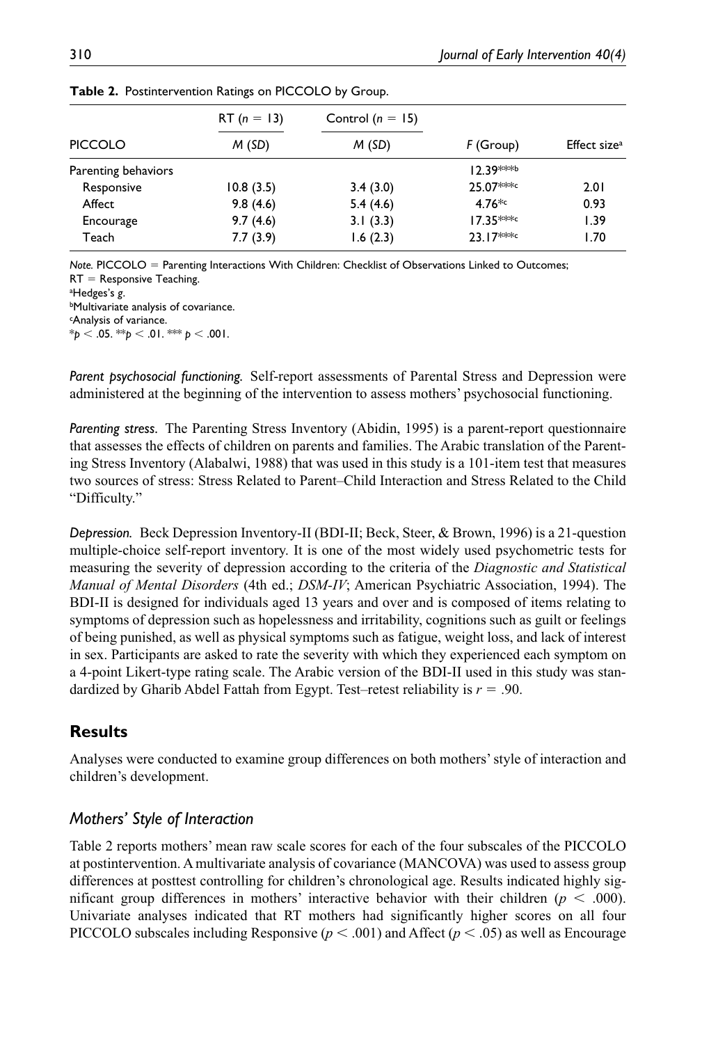**Table 2.** Postintervention Ratings on PICCOLO by Group.

| | RT ($n$ = 13) | Control ($n$ = 15) | | |
|---|---|---|---|---|
| PICCOLO | $M$ ($SD$) | $M$ ($SD$) | $F$ (Group) | Effect size[a] |
| Parenting behaviors | | | 12.39***[b] | |
| Responsive | 10.8 (3.5) | 3.4 (3.0) | 25.07***[c] | 2.01 |
| Affect | 9.8 (4.6) | 5.4 (4.6) | 4.76*[c] | 0.93 |
| Encourage | 9.7 (4.6) | 3.1 (3.3) | 17.35***[c] | 1.39 |
| Teach | 7.7 (3.9) | 1.6 (2.3) | 23.17***[c] | 1.70 |

*Note.* PICCOLO = Parenting Interactions With Children: Checklist of Observations Linked to Outcomes; RT = Responsive Teaching.
[a]Hedges's $g$.
[b]Multivariate analysis of covariance.
[c]Analysis of variance.
*$p < .05$. **$p < .01$. *** $p < .001$.

*Parent psychosocial functioning.* Self-report assessments of Parental Stress and Depression were administered at the beginning of the intervention to assess mothers' psychosocial functioning.

*Parenting stress.* The Parenting Stress Inventory (Abidin, 1995) is a parent-report questionnaire that assesses the effects of children on parents and families. The Arabic translation of the Parenting Stress Inventory (Alabalwi, 1988) that was used in this study is a 101-item test that measures two sources of stress: Stress Related to Parent–Child Interaction and Stress Related to the Child "Difficulty."

*Depression.* Beck Depression Inventory-II (BDI-II; Beck, Steer, & Brown, 1996) is a 21-question multiple-choice self-report inventory. It is one of the most widely used psychometric tests for measuring the severity of depression according to the criteria of the *Diagnostic and Statistical Manual of Mental Disorders* (4th ed.; *DSM-IV*; American Psychiatric Association, 1994). The BDI-II is designed for individuals aged 13 years and over and is composed of items relating to symptoms of depression such as hopelessness and irritability, cognitions such as guilt or feelings of being punished, as well as physical symptoms such as fatigue, weight loss, and lack of interest in sex. Participants are asked to rate the severity with which they experienced each symptom on a 4-point Likert-type rating scale. The Arabic version of the BDI-II used in this study was standardized by Gharib Abdel Fattah from Egypt. Test–retest reliability is $r = .90$.

## Results

Analyses were conducted to examine group differences on both mothers' style of interaction and children's development.

### *Mothers' Style of Interaction*

Table 2 reports mothers' mean raw scale scores for each of the four subscales of the PICCOLO at postintervention. A multivariate analysis of covariance (MANCOVA) was used to assess group differences at posttest controlling for children's chronological age. Results indicated highly significant group differences in mothers' interactive behavior with their children ($p < .000$). Univariate analyses indicated that RT mothers had significantly higher scores on all four PICCOLO subscales including Responsive ($p < .001$) and Affect ($p < .05$) as well as Encourage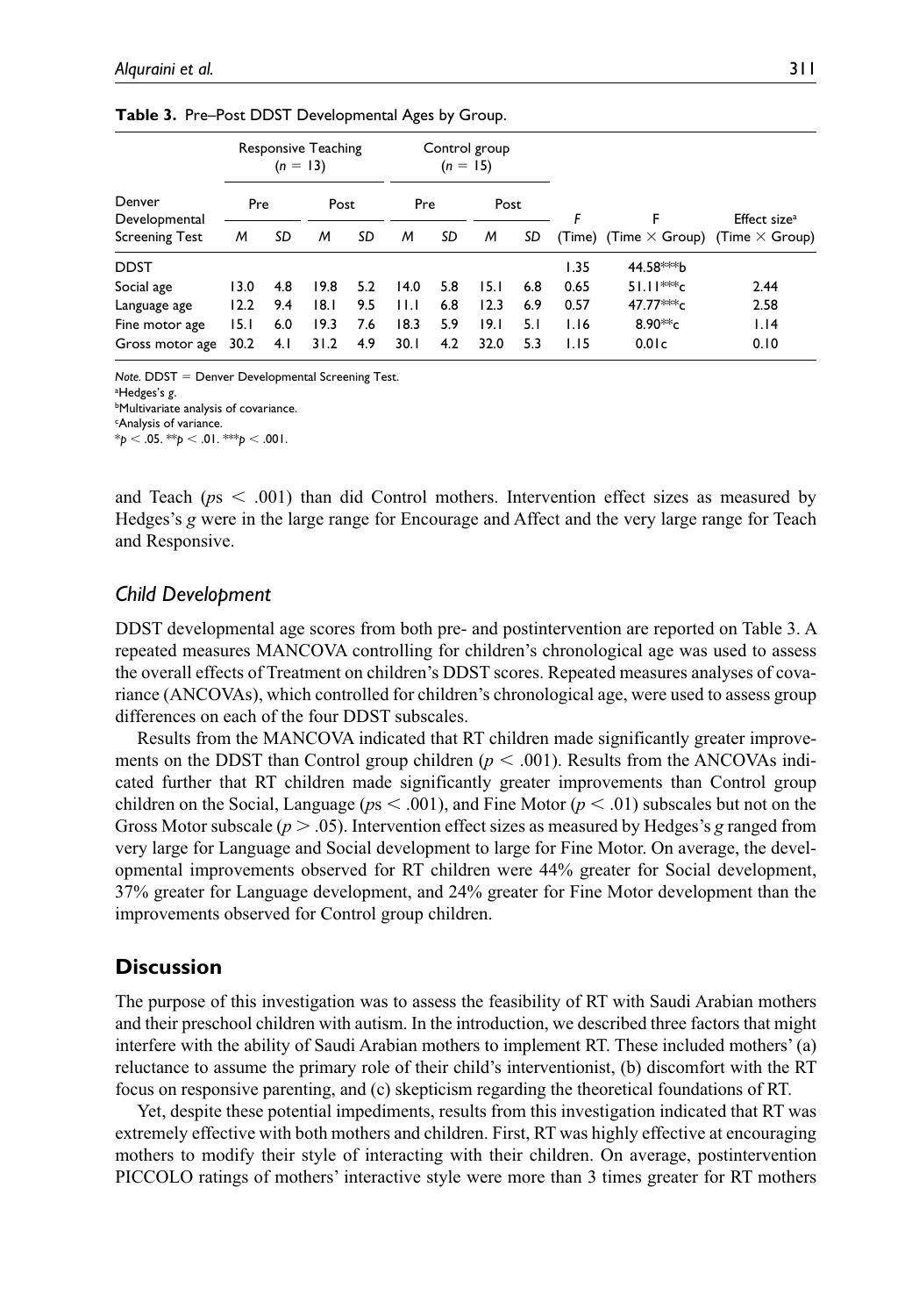**Table 3.** Pre–Post DDST Developmental Ages by Group.

| Denver Developmental Screening Test | Responsive Teaching ($n$ = 13) | | | | Control group ($n$ = 15) | | | | | | |
|---|---|---|---|---|---|---|---|---|---|---|---|
| | Pre | | Post | | Pre | | Post | | $F$ | F | Effect size[a] |
| | $M$ | $SD$ | $M$ | $SD$ | $M$ | $SD$ | $M$ | $SD$ | (Time) | (Time × Group) | (Time × Group) |
| DDST | | | | | | | | | 1.35 | 44.58***b | |
| Social age | 13.0 | 4.8 | 19.8 | 5.2 | 14.0 | 5.8 | 15.1 | 6.8 | 0.65 | 51.11***c | 2.44 |
| Language age | 12.2 | 9.4 | 18.1 | 9.5 | 11.1 | 6.8 | 12.3 | 6.9 | 0.57 | 47.77***c | 2.58 |
| Fine motor age | 15.1 | 6.0 | 19.3 | 7.6 | 18.3 | 5.9 | 19.1 | 5.1 | 1.16 | 8.90**c | 1.14 |
| Gross motor age | 30.2 | 4.1 | 31.2 | 4.9 | 30.1 | 4.2 | 32.0 | 5.3 | 1.15 | 0.01c | 0.10 |

*Note.* DDST = Denver Developmental Screening Test.
[a]Hedges's $g$.
[b]Multivariate analysis of covariance.
[c]Analysis of variance.
*$p < .05$. **$p < .01$. ***$p < .001$.

and Teach ($p$s $< .001$) than did Control mothers. Intervention effect sizes as measured by Hedges's $g$ were in the large range for Encourage and Affect and the very large range for Teach and Responsive.

### *Child Development*

DDST developmental age scores from both pre- and postintervention are reported on Table 3. A repeated measures MANCOVA controlling for children's chronological age was used to assess the overall effects of Treatment on children's DDST scores. Repeated measures analyses of covariance (ANCOVAs), which controlled for children's chronological age, were used to assess group differences on each of the four DDST subscales.

Results from the MANCOVA indicated that RT children made significantly greater improvements on the DDST than Control group children ($p < .001$). Results from the ANCOVAs indicated further that RT children made significantly greater improvements than Control group children on the Social, Language ($p$s $< .001$), and Fine Motor ($p < .01$) subscales but not on the Gross Motor subscale ($p > .05$). Intervention effect sizes as measured by Hedges's $g$ ranged from very large for Language and Social development to large for Fine Motor. On average, the developmental improvements observed for RT children were 44% greater for Social development, 37% greater for Language development, and 24% greater for Fine Motor development than the improvements observed for Control group children.

## Discussion

The purpose of this investigation was to assess the feasibility of RT with Saudi Arabian mothers and their preschool children with autism. In the introduction, we described three factors that might interfere with the ability of Saudi Arabian mothers to implement RT. These included mothers' (a) reluctance to assume the primary role of their child's interventionist, (b) discomfort with the RT focus on responsive parenting, and (c) skepticism regarding the theoretical foundations of RT.

Yet, despite these potential impediments, results from this investigation indicated that RT was extremely effective with both mothers and children. First, RT was highly effective at encouraging mothers to modify their style of interacting with their children. On average, postintervention PICCOLO ratings of mothers' interactive style were more than 3 times greater for RT mothers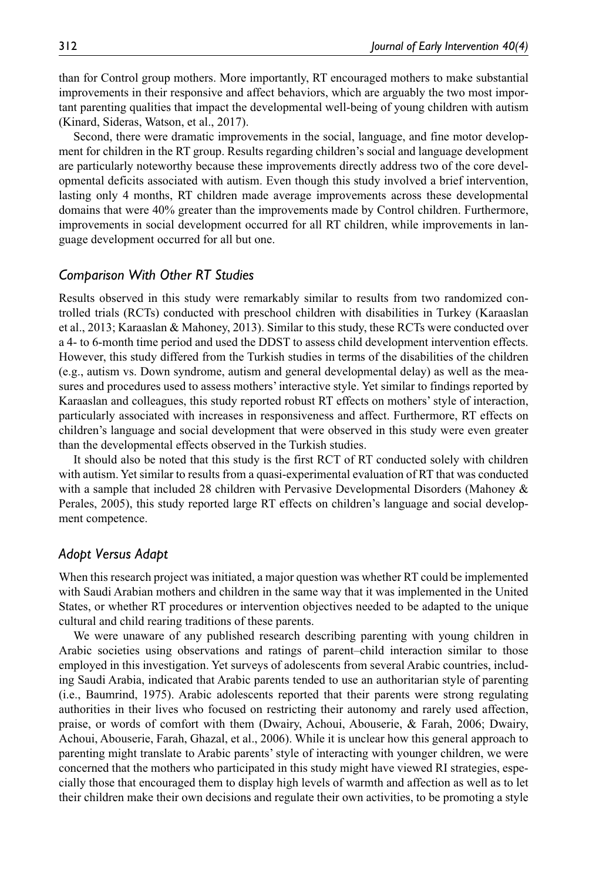than for Control group mothers. More importantly, RT encouraged mothers to make substantial improvements in their responsive and affect behaviors, which are arguably the two most important parenting qualities that impact the developmental well-being of young children with autism (Kinard, Sideras, Watson, et al., 2017).

Second, there were dramatic improvements in the social, language, and fine motor development for children in the RT group. Results regarding children's social and language development are particularly noteworthy because these improvements directly address two of the core developmental deficits associated with autism. Even though this study involved a brief intervention, lasting only 4 months, RT children made average improvements across these developmental domains that were 40% greater than the improvements made by Control children. Furthermore, improvements in social development occurred for all RT children, while improvements in language development occurred for all but one.

### *Comparison With Other RT Studies*

Results observed in this study were remarkably similar to results from two randomized controlled trials (RCTs) conducted with preschool children with disabilities in Turkey (Karaaslan et al., 2013; Karaaslan & Mahoney, 2013). Similar to this study, these RCTs were conducted over a 4- to 6-month time period and used the DDST to assess child development intervention effects. However, this study differed from the Turkish studies in terms of the disabilities of the children (e.g., autism vs. Down syndrome, autism and general developmental delay) as well as the measures and procedures used to assess mothers' interactive style. Yet similar to findings reported by Karaaslan and colleagues, this study reported robust RT effects on mothers' style of interaction, particularly associated with increases in responsiveness and affect. Furthermore, RT effects on children's language and social development that were observed in this study were even greater than the developmental effects observed in the Turkish studies.

It should also be noted that this study is the first RCT of RT conducted solely with children with autism. Yet similar to results from a quasi-experimental evaluation of RT that was conducted with a sample that included 28 children with Pervasive Developmental Disorders (Mahoney & Perales, 2005), this study reported large RT effects on children's language and social development competence.

### *Adopt Versus Adapt*

When this research project was initiated, a major question was whether RT could be implemented with Saudi Arabian mothers and children in the same way that it was implemented in the United States, or whether RT procedures or intervention objectives needed to be adapted to the unique cultural and child rearing traditions of these parents.

We were unaware of any published research describing parenting with young children in Arabic societies using observations and ratings of parent–child interaction similar to those employed in this investigation. Yet surveys of adolescents from several Arabic countries, including Saudi Arabia, indicated that Arabic parents tended to use an authoritarian style of parenting (i.e., Baumrind, 1975). Arabic adolescents reported that their parents were strong regulating authorities in their lives who focused on restricting their autonomy and rarely used affection, praise, or words of comfort with them (Dwairy, Achoui, Abouserie, & Farah, 2006; Dwairy, Achoui, Abouserie, Farah, Ghazal, et al., 2006). While it is unclear how this general approach to parenting might translate to Arabic parents' style of interacting with younger children, we were concerned that the mothers who participated in this study might have viewed RI strategies, especially those that encouraged them to display high levels of warmth and affection as well as to let their children make their own decisions and regulate their own activities, to be promoting a style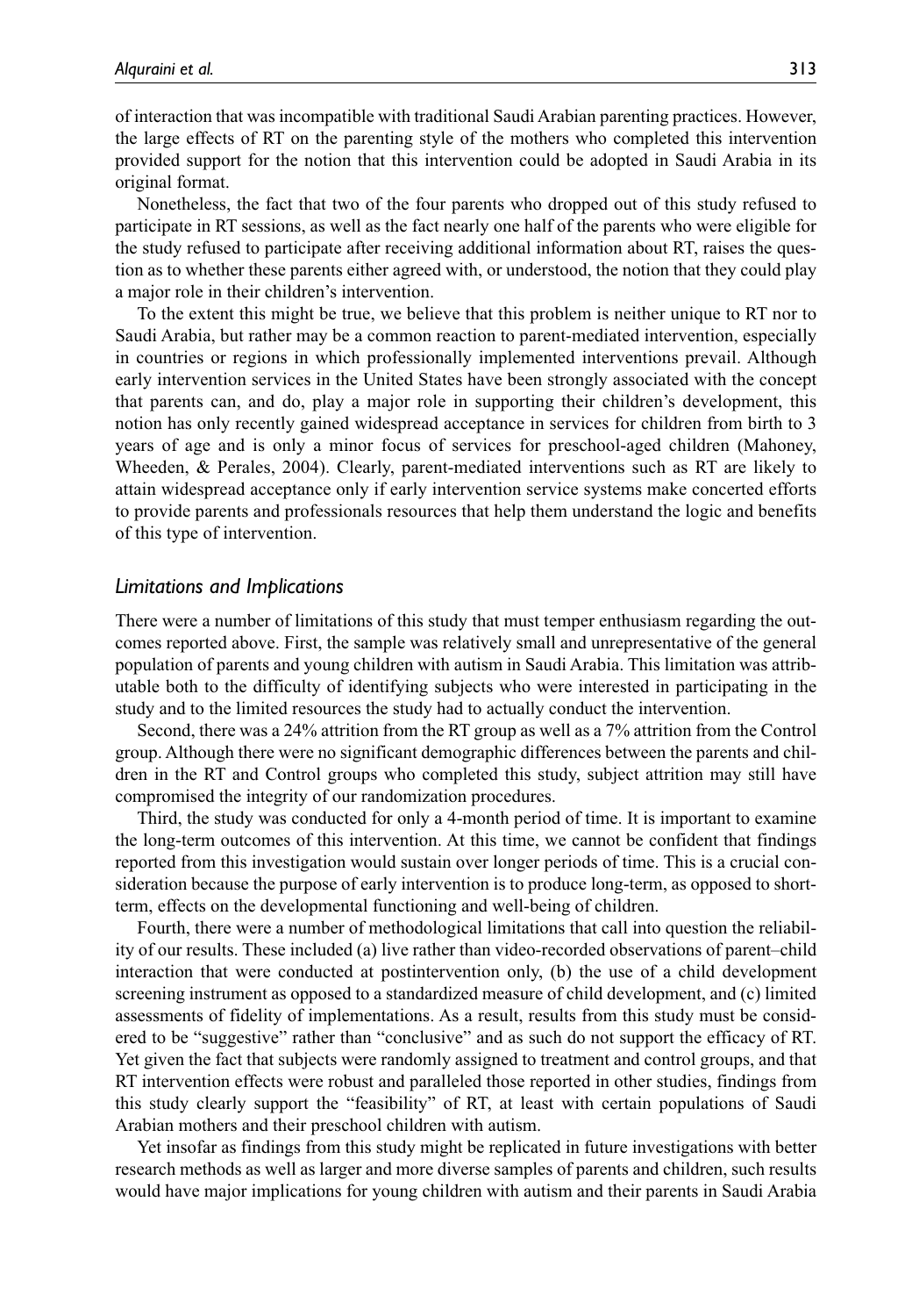of interaction that was incompatible with traditional Saudi Arabian parenting practices. However, the large effects of RT on the parenting style of the mothers who completed this intervention provided support for the notion that this intervention could be adopted in Saudi Arabia in its original format.

Nonetheless, the fact that two of the four parents who dropped out of this study refused to participate in RT sessions, as well as the fact nearly one half of the parents who were eligible for the study refused to participate after receiving additional information about RT, raises the question as to whether these parents either agreed with, or understood, the notion that they could play a major role in their children's intervention.

To the extent this might be true, we believe that this problem is neither unique to RT nor to Saudi Arabia, but rather may be a common reaction to parent-mediated intervention, especially in countries or regions in which professionally implemented interventions prevail. Although early intervention services in the United States have been strongly associated with the concept that parents can, and do, play a major role in supporting their children's development, this notion has only recently gained widespread acceptance in services for children from birth to 3 years of age and is only a minor focus of services for preschool-aged children (Mahoney, Wheeden, & Perales, 2004). Clearly, parent-mediated interventions such as RT are likely to attain widespread acceptance only if early intervention service systems make concerted efforts to provide parents and professionals resources that help them understand the logic and benefits of this type of intervention.

### *Limitations and Implications*

There were a number of limitations of this study that must temper enthusiasm regarding the outcomes reported above. First, the sample was relatively small and unrepresentative of the general population of parents and young children with autism in Saudi Arabia. This limitation was attributable both to the difficulty of identifying subjects who were interested in participating in the study and to the limited resources the study had to actually conduct the intervention.

Second, there was a 24% attrition from the RT group as well as a 7% attrition from the Control group. Although there were no significant demographic differences between the parents and children in the RT and Control groups who completed this study, subject attrition may still have compromised the integrity of our randomization procedures.

Third, the study was conducted for only a 4-month period of time. It is important to examine the long-term outcomes of this intervention. At this time, we cannot be confident that findings reported from this investigation would sustain over longer periods of time. This is a crucial consideration because the purpose of early intervention is to produce long-term, as opposed to short-term, effects on the developmental functioning and well-being of children.

Fourth, there were a number of methodological limitations that call into question the reliability of our results. These included (a) live rather than video-recorded observations of parent–child interaction that were conducted at postintervention only, (b) the use of a child development screening instrument as opposed to a standardized measure of child development, and (c) limited assessments of fidelity of implementations. As a result, results from this study must be considered to be "suggestive" rather than "conclusive" and as such do not support the efficacy of RT. Yet given the fact that subjects were randomly assigned to treatment and control groups, and that RT intervention effects were robust and paralleled those reported in other studies, findings from this study clearly support the "feasibility" of RT, at least with certain populations of Saudi Arabian mothers and their preschool children with autism.

Yet insofar as findings from this study might be replicated in future investigations with better research methods as well as larger and more diverse samples of parents and children, such results would have major implications for young children with autism and their parents in Saudi Arabia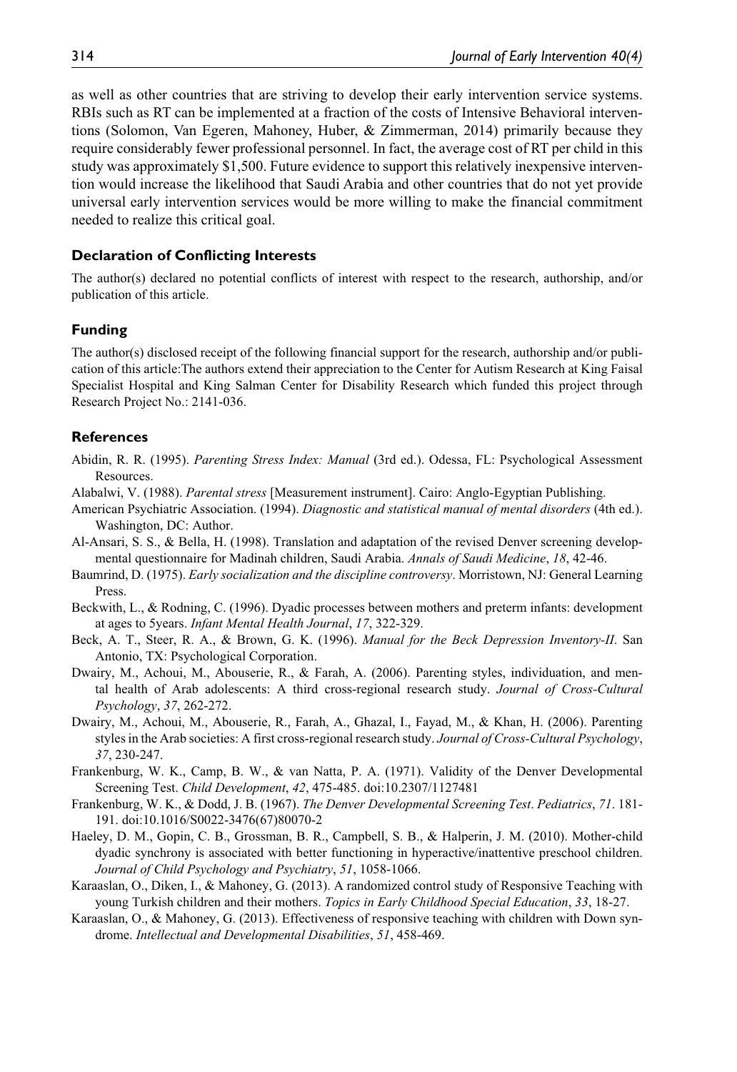as well as other countries that are striving to develop their early intervention service systems. RBIs such as RT can be implemented at a fraction of the costs of Intensive Behavioral interventions (Solomon, Van Egeren, Mahoney, Huber, & Zimmerman, 2014) primarily because they require considerably fewer professional personnel. In fact, the average cost of RT per child in this study was approximately $1,500. Future evidence to support this relatively inexpensive intervention would increase the likelihood that Saudi Arabia and other countries that do not yet provide universal early intervention services would be more willing to make the financial commitment needed to realize this critical goal.

### Declaration of Conflicting Interests

The author(s) declared no potential conflicts of interest with respect to the research, authorship, and/or publication of this article.

### Funding

The author(s) disclosed receipt of the following financial support for the research, authorship and/or publication of this article:The authors extend their appreciation to the Center for Autism Research at King Faisal Specialist Hospital and King Salman Center for Disability Research which funded this project through Research Project No.: 2141-036.

### References

Abidin, R. R. (1995). *Parenting Stress Index: Manual* (3rd ed.). Odessa, FL: Psychological Assessment Resources.

Alabalwi, V. (1988). *Parental stress* [Measurement instrument]. Cairo: Anglo-Egyptian Publishing.

American Psychiatric Association. (1994). *Diagnostic and statistical manual of mental disorders* (4th ed.). Washington, DC: Author.

Al-Ansari, S. S., & Bella, H. (1998). Translation and adaptation of the revised Denver screening developmental questionnaire for Madinah children, Saudi Arabia. *Annals of Saudi Medicine*, *18*, 42-46.

Baumrind, D. (1975). *Early socialization and the discipline controversy*. Morristown, NJ: General Learning Press.

Beckwith, L., & Rodning, C. (1996). Dyadic processes between mothers and preterm infants: development at ages to 5years. *Infant Mental Health Journal*, *17*, 322-329.

Beck, A. T., Steer, R. A., & Brown, G. K. (1996). *Manual for the Beck Depression Inventory-II*. San Antonio, TX: Psychological Corporation.

Dwairy, M., Achoui, M., Abouserie, R., & Farah, A. (2006). Parenting styles, individuation, and mental health of Arab adolescents: A third cross-regional research study. *Journal of Cross-Cultural Psychology*, *37*, 262-272.

Dwairy, M., Achoui, M., Abouserie, R., Farah, A., Ghazal, I., Fayad, M., & Khan, H. (2006). Parenting styles in the Arab societies: A first cross-regional research study. *Journal of Cross-Cultural Psychology*, *37*, 230-247.

Frankenburg, W. K., Camp, B. W., & van Natta, P. A. (1971). Validity of the Denver Developmental Screening Test. *Child Development*, *42*, 475-485. doi:10.2307/1127481

Frankenburg, W. K., & Dodd, J. B. (1967). *The Denver Developmental Screening Test*. *Pediatrics*, *71*. 181-191. doi:10.1016/S0022-3476(67)80070-2

Haeley, D. M., Gopin, C. B., Grossman, B. R., Campbell, S. B., & Halperin, J. M. (2010). Mother-child dyadic synchrony is associated with better functioning in hyperactive/inattentive preschool children. *Journal of Child Psychology and Psychiatry*, *51*, 1058-1066.

Karaaslan, O., Diken, I., & Mahoney, G. (2013). A randomized control study of Responsive Teaching with young Turkish children and their mothers. *Topics in Early Childhood Special Education*, *33*, 18-27.

Karaaslan, O., & Mahoney, G. (2013). Effectiveness of responsive teaching with children with Down syndrome. *Intellectual and Developmental Disabilities*, *51*, 458-469.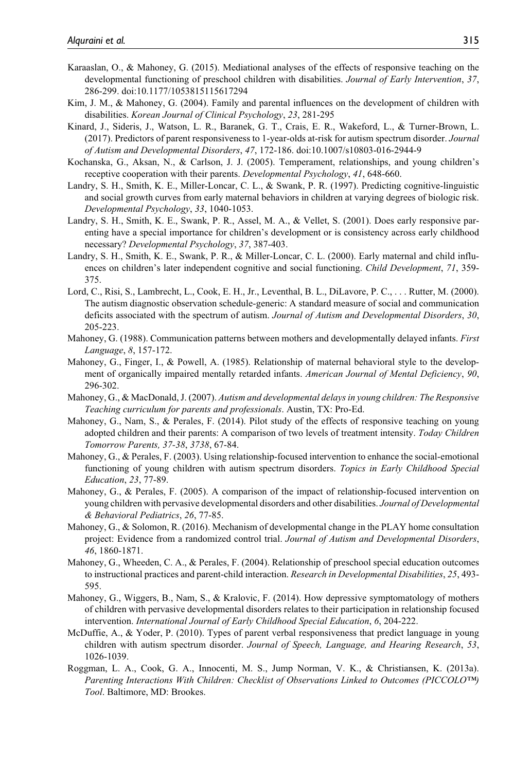Karaaslan, O., & Mahoney, G. (2015). Mediational analyses of the effects of responsive teaching on the developmental functioning of preschool children with disabilities. *Journal of Early Intervention*, *37*, 286-299. doi:10.1177/1053815115617294

Kim, J. M., & Mahoney, G. (2004). Family and parental influences on the development of children with disabilities. *Korean Journal of Clinical Psychology*, *23*, 281-295

Kinard, J., Sideris, J., Watson, L. R., Baranek, G. T., Crais, E. R., Wakeford, L., & Turner-Brown, L. (2017). Predictors of parent responsiveness to 1-year-olds at-risk for autism spectrum disorder. *Journal of Autism and Developmental Disorders*, *47*, 172-186. doi:10.1007/s10803-016-2944-9

Kochanska, G., Aksan, N., & Carlson, J. J. (2005). Temperament, relationships, and young children's receptive cooperation with their parents. *Developmental Psychology*, *41*, 648-660.

Landry, S. H., Smith, K. E., Miller-Loncar, C. L., & Swank, P. R. (1997). Predicting cognitive-linguistic and social growth curves from early maternal behaviors in children at varying degrees of biologic risk. *Developmental Psychology*, *33*, 1040-1053.

Landry, S. H., Smith, K. E., Swank, P. R., Assel, M. A., & Vellet, S. (2001). Does early responsive parenting have a special importance for children's development or is consistency across early childhood necessary? *Developmental Psychology*, *37*, 387-403.

Landry, S. H., Smith, K. E., Swank, P. R., & Miller-Loncar, C. L. (2000). Early maternal and child influences on children's later independent cognitive and social functioning. *Child Development*, *71*, 359-375.

Lord, C., Risi, S., Lambrecht, L., Cook, E. H., Jr., Leventhal, B. L., DiLavore, P. C., . . . Rutter, M. (2000). The autism diagnostic observation schedule-generic: A standard measure of social and communication deficits associated with the spectrum of autism. *Journal of Autism and Developmental Disorders*, *30*, 205-223.

Mahoney, G. (1988). Communication patterns between mothers and developmentally delayed infants. *First Language*, *8*, 157-172.

Mahoney, G., Finger, I., & Powell, A. (1985). Relationship of maternal behavioral style to the development of organically impaired mentally retarded infants. *American Journal of Mental Deficiency*, *90*, 296-302.

Mahoney, G., & MacDonald, J. (2007). *Autism and developmental delays in young children: The Responsive Teaching curriculum for parents and professionals*. Austin, TX: Pro-Ed.

Mahoney, G., Nam, S., & Perales, F. (2014). Pilot study of the effects of responsive teaching on young adopted children and their parents: A comparison of two levels of treatment intensity. *Today Children Tomorrow Parents, 37-38*, *3738*, 67-84.

Mahoney, G., & Perales, F. (2003). Using relationship-focused intervention to enhance the social-emotional functioning of young children with autism spectrum disorders. *Topics in Early Childhood Special Education*, *23*, 77-89.

Mahoney, G., & Perales, F. (2005). A comparison of the impact of relationship-focused intervention on young children with pervasive developmental disorders and other disabilities. *Journal of Developmental & Behavioral Pediatrics*, *26*, 77-85.

Mahoney, G., & Solomon, R. (2016). Mechanism of developmental change in the PLAY home consultation project: Evidence from a randomized control trial. *Journal of Autism and Developmental Disorders*, *46*, 1860-1871.

Mahoney, G., Wheeden, C. A., & Perales, F. (2004). Relationship of preschool special education outcomes to instructional practices and parent-child interaction. *Research in Developmental Disabilities*, *25*, 493-595.

Mahoney, G., Wiggers, B., Nam, S., & Kralovic, F. (2014). How depressive symptomatology of mothers of children with pervasive developmental disorders relates to their participation in relationship focused intervention. *International Journal of Early Childhood Special Education*, *6*, 204-222.

McDuffie, A., & Yoder, P. (2010). Types of parent verbal responsiveness that predict language in young children with autism spectrum disorder. *Journal of Speech, Language, and Hearing Research*, *53*, 1026-1039.

Roggman, L. A., Cook, G. A., Innocenti, M. S., Jump Norman, V. K., & Christiansen, K. (2013a). *Parenting Interactions With Children: Checklist of Observations Linked to Outcomes (PICCOLO™) Tool*. Baltimore, MD: Brookes.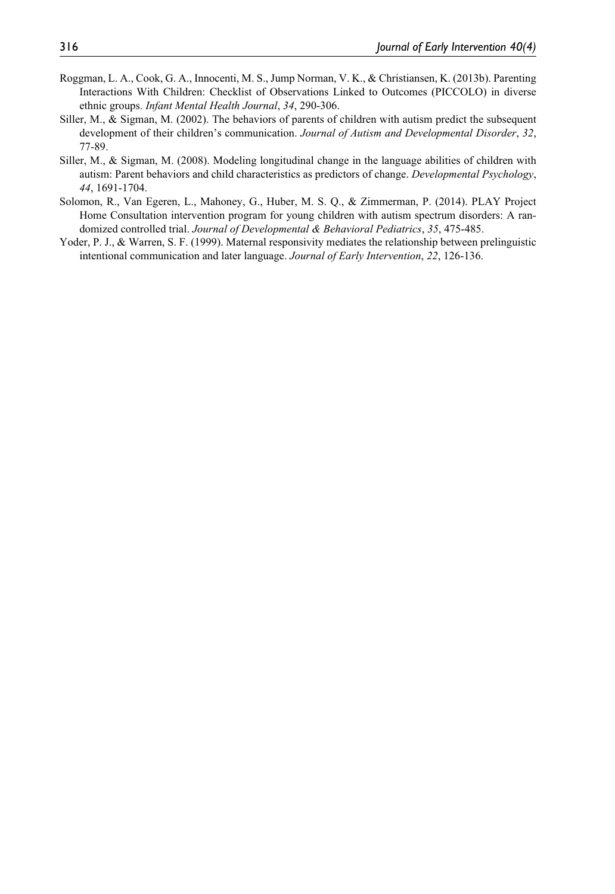Roggman, L. A., Cook, G. A., Innocenti, M. S., Jump Norman, V. K., & Christiansen, K. (2013b). Parenting Interactions With Children: Checklist of Observations Linked to Outcomes (PICCOLO) in diverse ethnic groups. *Infant Mental Health Journal*, *34*, 290-306.

Siller, M., & Sigman, M. (2002). The behaviors of parents of children with autism predict the subsequent development of their children's communication. *Journal of Autism and Developmental Disorder*, *32*, 77-89.

Siller, M., & Sigman, M. (2008). Modeling longitudinal change in the language abilities of children with autism: Parent behaviors and child characteristics as predictors of change. *Developmental Psychology*, *44*, 1691-1704.

Solomon, R., Van Egeren, L., Mahoney, G., Huber, M. S. Q., & Zimmerman, P. (2014). PLAY Project Home Consultation intervention program for young children with autism spectrum disorders: A randomized controlled trial. *Journal of Developmental & Behavioral Pediatrics*, *35*, 475-485.

Yoder, P. J., & Warren, S. F. (1999). Maternal responsivity mediates the relationship between prelinguistic intentional communication and later language. *Journal of Early Intervention*, *22*, 126-136.